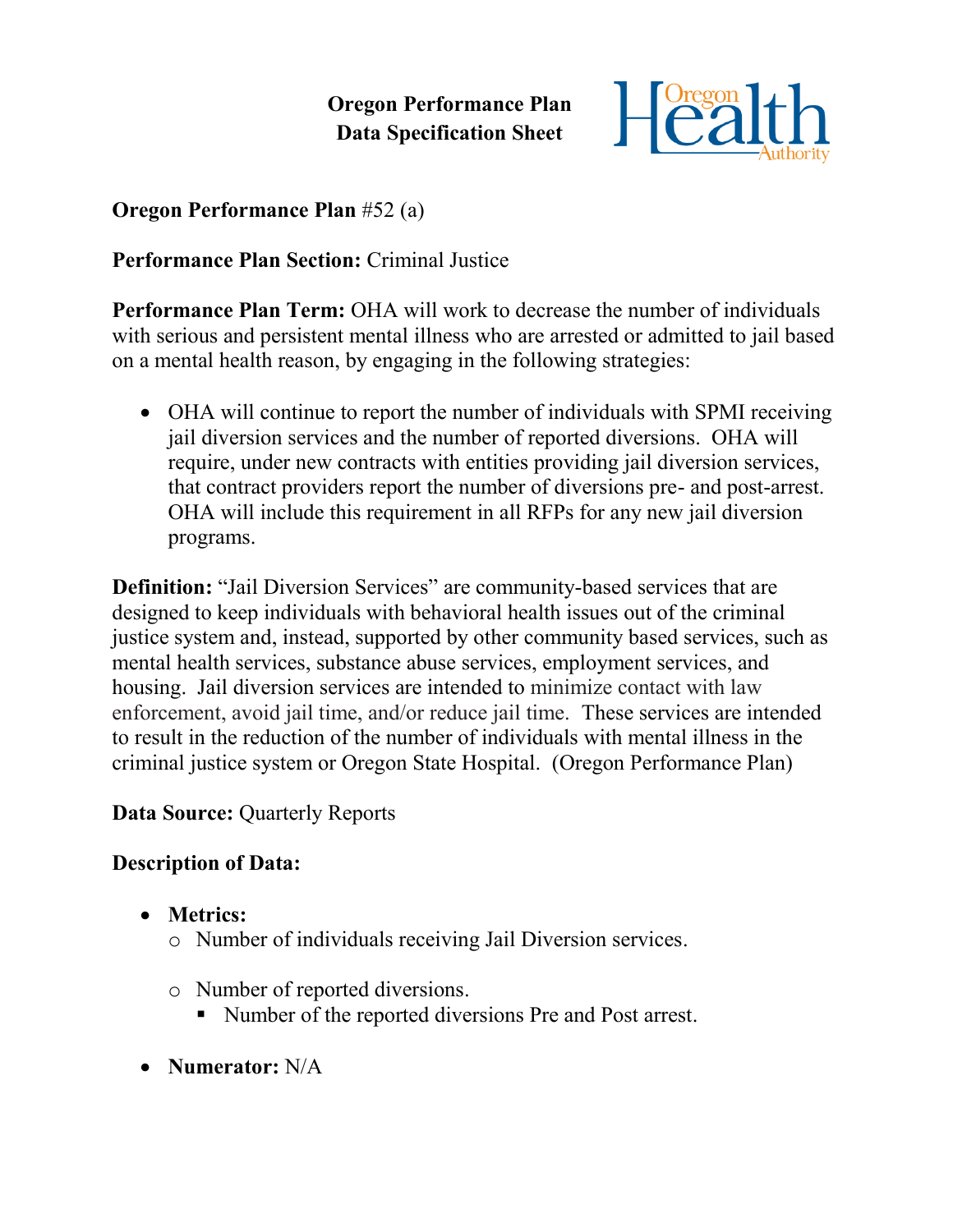# Oregon Performance Plan
# Data Specification Sheet

Oregon Health Authority

**Oregon Performance Plan** #52 (a)

**Performance Plan Section:** Criminal Justice

**Performance Plan Term:** OHA will work to decrease the number of individuals with serious and persistent mental illness who are arrested or admitted to jail based on a mental health reason, by engaging in the following strategies:

- OHA will continue to report the number of individuals with SPMI receiving jail diversion services and the number of reported diversions. OHA will require, under new contracts with entities providing jail diversion services, that contract providers report the number of diversions pre- and post-arrest. OHA will include this requirement in all RFPs for any new jail diversion programs.

**Definition:** "Jail Diversion Services" are community-based services that are designed to keep individuals with behavioral health issues out of the criminal justice system and, instead, supported by other community based services, such as mental health services, substance abuse services, employment services, and housing. Jail diversion services are intended to minimize contact with law enforcement, avoid jail time, and/or reduce jail time. These services are intended to result in the reduction of the number of individuals with mental illness in the criminal justice system or Oregon State Hospital. (Oregon Performance Plan)

**Data Source:** Quarterly Reports

**Description of Data:**

- **Metrics:**
  - Number of individuals receiving Jail Diversion services.
  - Number of reported diversions.
    - Number of the reported diversions Pre and Post arrest.
- **Numerator:** N/A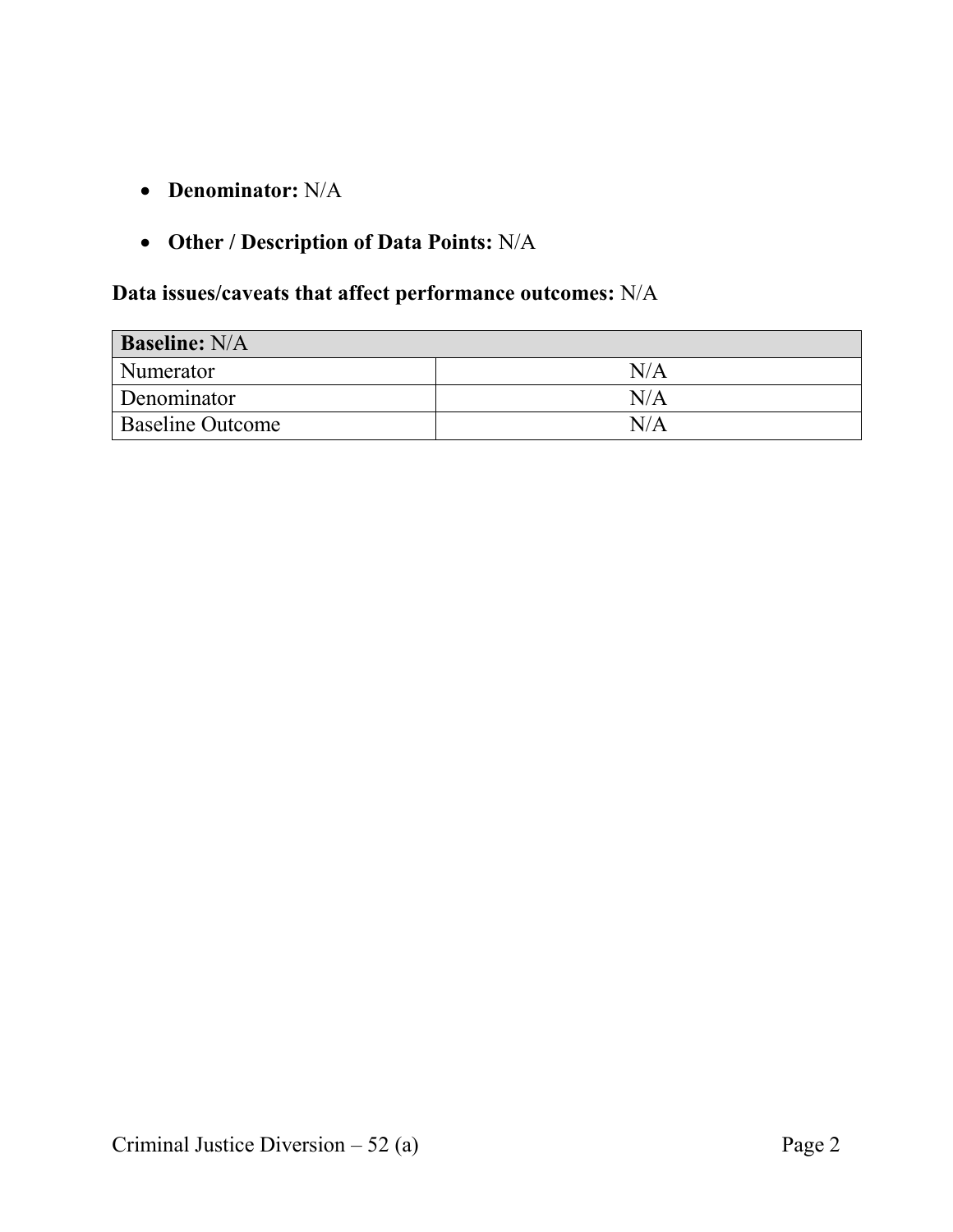- **Denominator:** N/A

- **Other / Description of Data Points:** N/A

**Data issues/caveats that affect performance outcomes:** N/A

| **Baseline:** N/A | |
|---|---|
| Numerator | N/A |
| Denominator | N/A |
| Baseline Outcome | N/A |